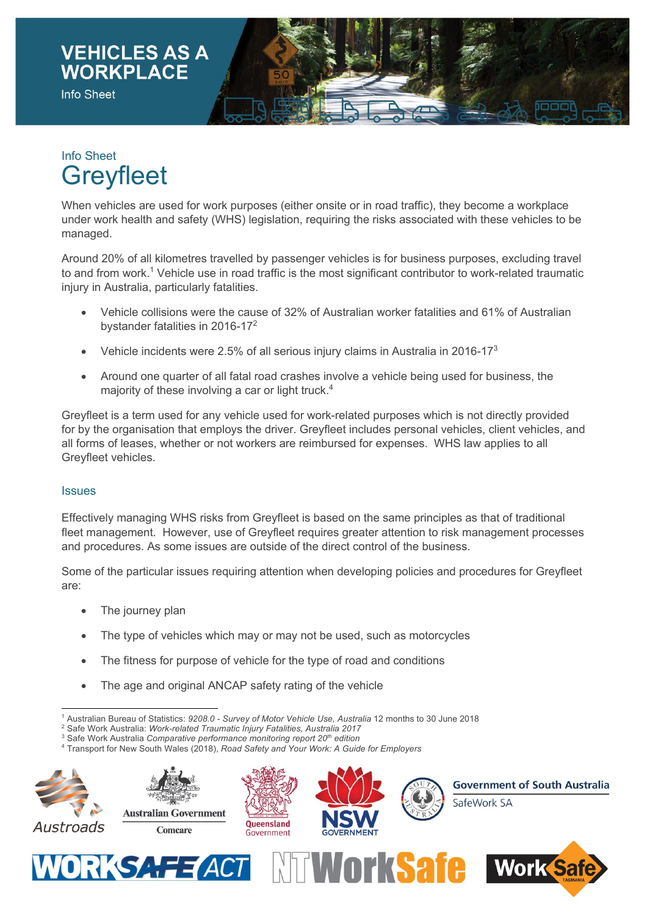# VEHICLES AS A WORKPLACE

Info Sheet

Info Sheet

## Greyfleet

When vehicles are used for work purposes (either onsite or in road traffic), they become a workplace under work health and safety (WHS) legislation, requiring the risks associated with these vehicles to be managed.

Around 20% of all kilometres travelled by passenger vehicles is for business purposes, excluding travel to and from work.[1] Vehicle use in road traffic is the most significant contributor to work-related traumatic injury in Australia, particularly fatalities.

- Vehicle collisions were the cause of 32% of Australian worker fatalities and 61% of Australian bystander fatalities in 2016-17[2]
- Vehicle incidents were 2.5% of all serious injury claims in Australia in 2016-17[3]
- Around one quarter of all fatal road crashes involve a vehicle being used for business, the majority of these involving a car or light truck.[4]

Greyfleet is a term used for any vehicle used for work-related purposes which is not directly provided for by the organisation that employs the driver. Greyfleet includes personal vehicles, client vehicles, and all forms of leases, whether or not workers are reimbursed for expenses. WHS law applies to all Greyfleet vehicles.

### Issues

Effectively managing WHS risks from Greyfleet is based on the same principles as that of traditional fleet management. However, use of Greyfleet requires greater attention to risk management processes and procedures. As some issues are outside of the direct control of the business.

Some of the particular issues requiring attention when developing policies and procedures for Greyfleet are:

- The journey plan
- The type of vehicles which may or may not be used, such as motorcycles
- The fitness for purpose of vehicle for the type of road and conditions
- The age and original ANCAP safety rating of the vehicle

---

[1] Australian Bureau of Statistics: *9208.0 - Survey of Motor Vehicle Use, Australia* 12 months to 30 June 2018
[2] Safe Work Australia: *Work-related Traumatic Injury Fatalities, Australia 2017*
[3] Safe Work Australia *Comparative performance monitoring report 20th edition*
[4] Transport for New South Wales (2018), *Road Safety and Your Work: A Guide for Employers*

Austroads | Australian Government Comcare | Queensland Government | NSW Government | Government of South Australia SafeWork SA | WorkSafe ACT | NT WorkSafe | WorkSafe Tasmania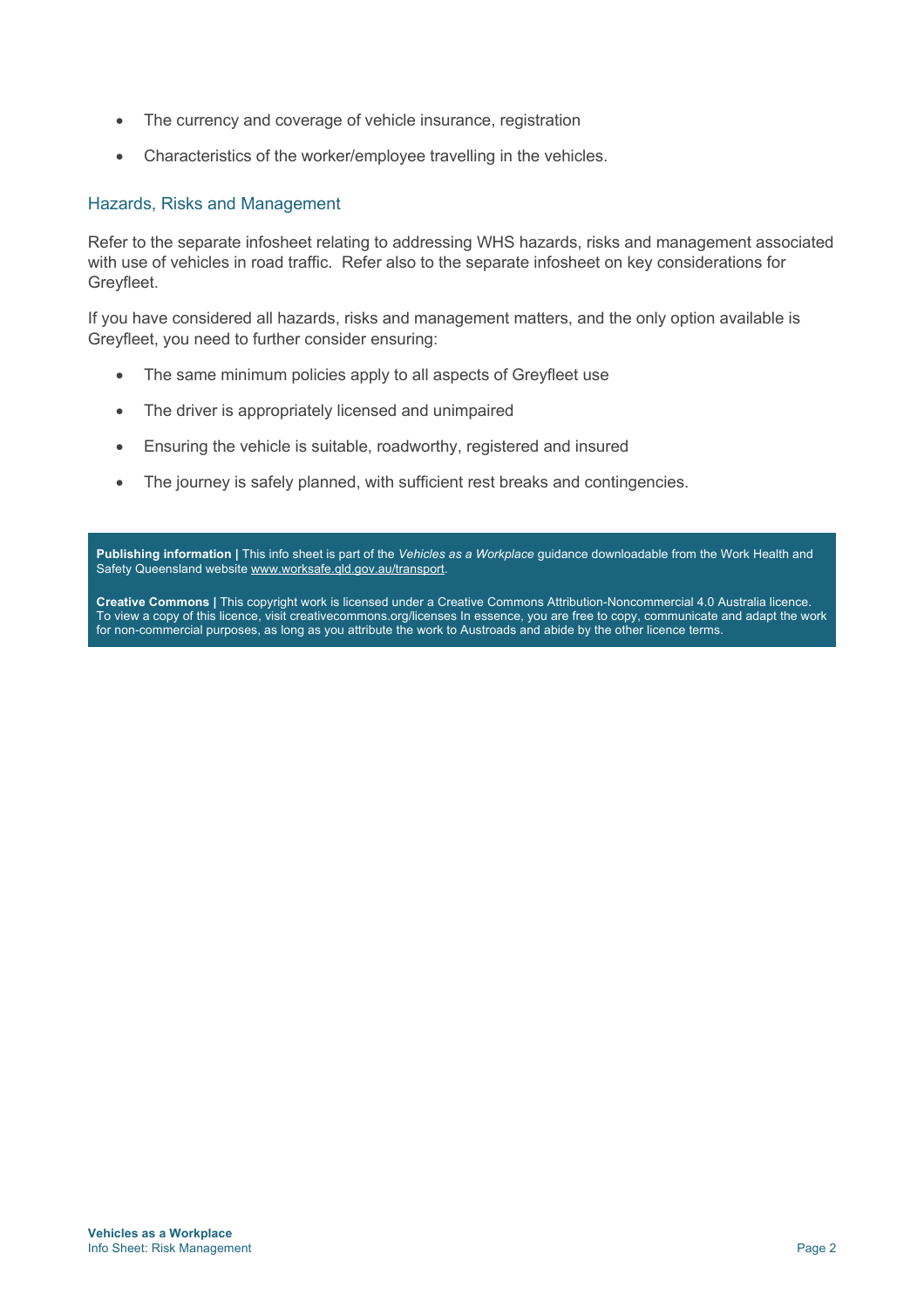- The currency and coverage of vehicle insurance, registration
- Characteristics of the worker/employee travelling in the vehicles.

## Hazards, Risks and Management

Refer to the separate infosheet relating to addressing WHS hazards, risks and management associated with use of vehicles in road traffic. Refer also to the separate infosheet on key considerations for Greyfleet.

If you have considered all hazards, risks and management matters, and the only option available is Greyfleet, you need to further consider ensuring:

- The same minimum policies apply to all aspects of Greyfleet use
- The driver is appropriately licensed and unimpaired
- Ensuring the vehicle is suitable, roadworthy, registered and insured
- The journey is safely planned, with sufficient rest breaks and contingencies.

**Publishing information |** This info sheet is part of the *Vehicles as a Workplace* guidance downloadable from the Work Health and Safety Queensland website www.worksafe.qld.gov.au/transport.

**Creative Commons |** This copyright work is licensed under a Creative Commons Attribution-Noncommercial 4.0 Australia licence. To view a copy of this licence, visit creativecommons.org/licenses In essence, you are free to copy, communicate and adapt the work for non-commercial purposes, as long as you attribute the work to Austroads and abide by the other licence terms.